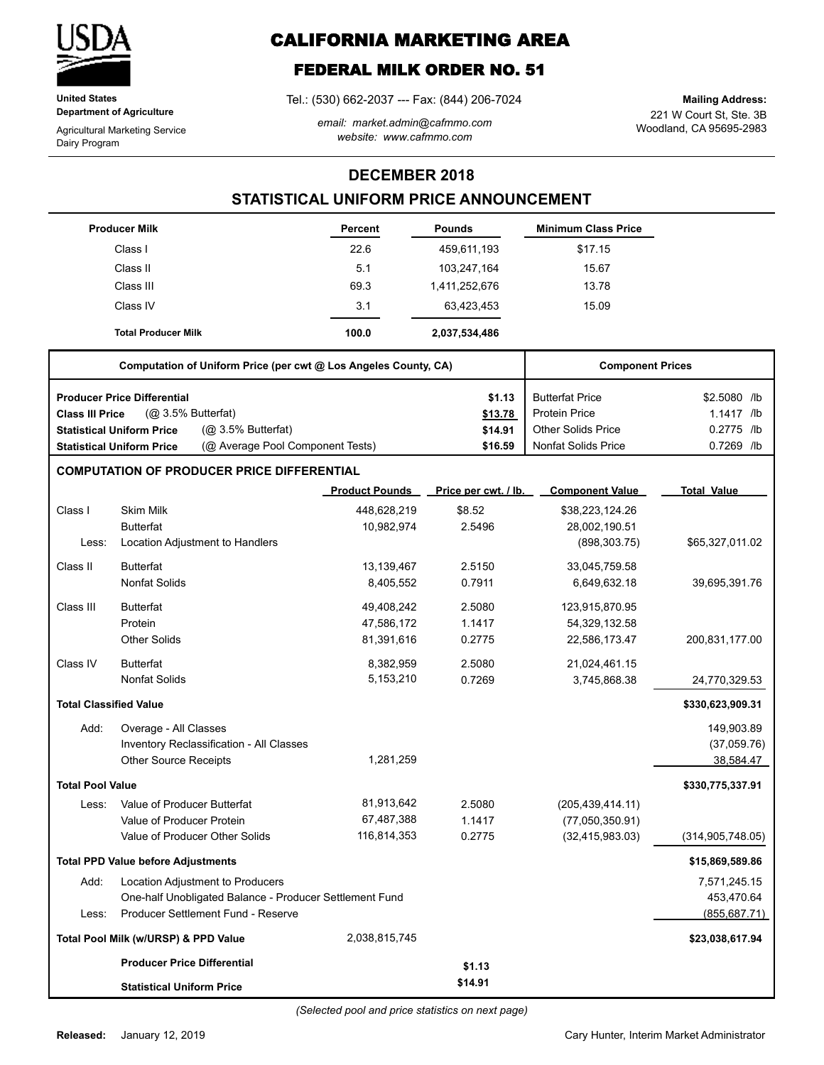**United States Department of Agriculture**

Agricultural Marketing Service
Dairy Program

# CALIFORNIA MARKETING AREA

## FEDERAL MILK ORDER NO. 51

Tel.: (530) 662-2037 --- Fax: (844) 206-7024

*email: market.admin@cafmmo.com*
*website: www.cafmmo.com*

**Mailing Address:**
221 W Court St, Ste. 3B
Woodland, CA 95695-2983

## DECEMBER 2018

## STATISTICAL UNIFORM PRICE ANNOUNCEMENT

| Producer Milk | Percent | Pounds | Minimum Class Price |
|---|---|---|---|
| Class I | 22.6 | 459,611,193 | $17.15 |
| Class II | 5.1 | 103,247,164 | 15.67 |
| Class III | 69.3 | 1,411,252,676 | 13.78 |
| Class IV | 3.1 | 63,423,453 | 15.09 |
| **Total Producer Milk** | **100.0** | **2,037,534,486** | |

| Computation of Uniform Price (per cwt @ Los Angeles County, CA) | | Component Prices | |
|---|---|---|---|
| **Producer Price Differential** | **$1.13** | Butterfat Price | $2.5080 /lb |
| **Class III Price** (@ 3.5% Butterfat) | **$13.78** | Protein Price | 1.1417 /lb |
| **Statistical Uniform Price** (@ 3.5% Butterfat) | **$14.91** | Other Solids Price | 0.2775 /lb |
| **Statistical Uniform Price** (@ Average Pool Component Tests) | **$16.59** | Nonfat Solids Price | 0.7269 /lb |

### COMPUTATION OF PRODUCER PRICE DIFFERENTIAL

| | | Product Pounds | Price per cwt. / lb. | Component Value | Total Value |
|---|---|---|---|---|---|
| Class I | Skim Milk | 448,628,219 | $8.52 | $38,223,124.26 | |
| | Butterfat | 10,982,974 | 2.5496 | 28,002,190.51 | |
| Less: | Location Adjustment to Handlers | | | (898,303.75) | $65,327,011.02 |
| Class II | Butterfat | 13,139,467 | 2.5150 | 33,045,759.58 | |
| | Nonfat Solids | 8,405,552 | 0.7911 | 6,649,632.18 | 39,695,391.76 |
| Class III | Butterfat | 49,408,242 | 2.5080 | 123,915,870.95 | |
| | Protein | 47,586,172 | 1.1417 | 54,329,132.58 | |
| | Other Solids | 81,391,616 | 0.2775 | 22,586,173.47 | 200,831,177.00 |
| Class IV | Butterfat | 8,382,959 | 2.5080 | 21,024,461.15 | |
| | Nonfat Solids | 5,153,210 | 0.7269 | 3,745,868.38 | 24,770,329.53 |
| **Total Classified Value** | | | | | **$330,623,909.31** |
| Add: | Overage - All Classes | | | | 149,903.89 |
| | Inventory Reclassification - All Classes | | | | (37,059.76) |
| | Other Source Receipts | 1,281,259 | | | 38,584.47 |
| **Total Pool Value** | | | | | **$330,775,337.91** |
| Less: | Value of Producer Butterfat | 81,913,642 | 2.5080 | (205,439,414.11) | |
| | Value of Producer Protein | 67,487,388 | 1.1417 | (77,050,350.91) | |
| | Value of Producer Other Solids | 116,814,353 | 0.2775 | (32,415,983.03) | (314,905,748.05) |
| **Total PPD Value before Adjustments** | | | | | **$15,869,589.86** |
| Add: | Location Adjustment to Producers | | | | 7,571,245.15 |
| | One-half Unobligated Balance - Producer Settlement Fund | | | | 453,470.64 |
| Less: | Producer Settlement Fund - Reserve | | | | (855,687.71) |
| **Total Pool Milk (w/URSP) & PPD Value** | | 2,038,815,745 | | | **$23,038,617.94** |
| | **Producer Price Differential** | | **$1.13** | | |
| | **Statistical Uniform Price** | | **$14.91** | | |

*(Selected pool and price statistics on next page)*

**Released:** January 12, 2019

Cary Hunter, Interim Market Administrator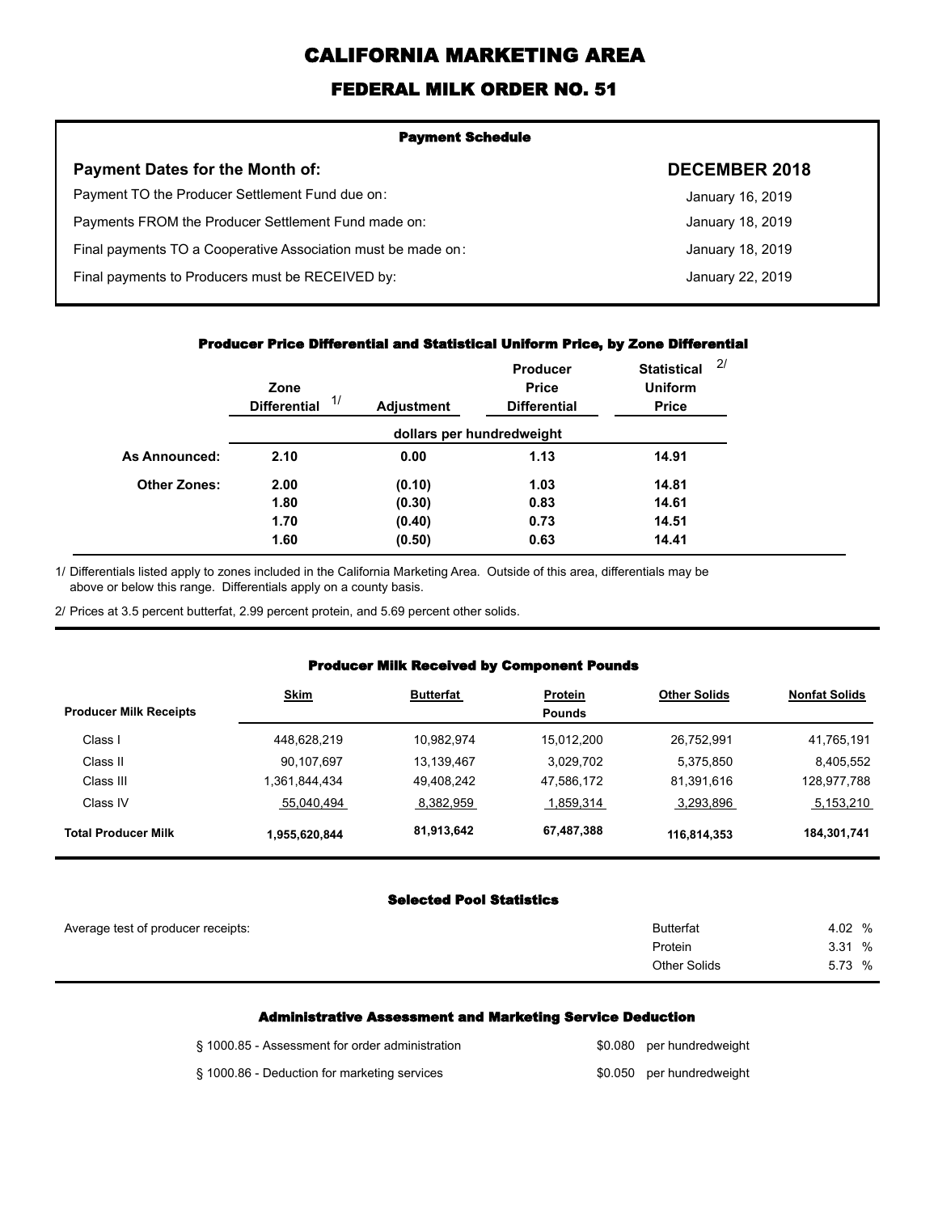# CALIFORNIA MARKETING AREA

## FEDERAL MILK ORDER NO. 51

### Payment Schedule

| Payment Dates for the Month of: | DECEMBER 2018 |
|---|---|
| Payment TO the Producer Settlement Fund due on: | January 16, 2019 |
| Payments FROM the Producer Settlement Fund made on: | January 18, 2019 |
| Final payments TO a Cooperative Association must be made on: | January 18, 2019 |
| Final payments to Producers must be RECEIVED by: | January 22, 2019 |

### Producer Price Differential and Statistical Uniform Price, by Zone Differential

| | Zone Differential 1/ | Adjustment | Producer Price Differential | Statistical Uniform Price 2/ |
|---|---|---|---|---|
| | dollars per hundredweight | | | |
| As Announced: | 2.10 | 0.00 | 1.13 | 14.91 |
| Other Zones: | 2.00 | (0.10) | 1.03 | 14.81 |
| | 1.80 | (0.30) | 0.83 | 14.61 |
| | 1.70 | (0.40) | 0.73 | 14.51 |
| | 1.60 | (0.50) | 0.63 | 14.41 |

1/ Differentials listed apply to zones included in the California Marketing Area. Outside of this area, differentials may be above or below this range. Differentials apply on a county basis.

2/ Prices at 3.5 percent butterfat, 2.99 percent protein, and 5.69 percent other solids.

### Producer Milk Received by Component Pounds

| Producer Milk Receipts | Skim | Butterfat | Protein | Other Solids | Nonfat Solids |
|---|---|---|---|---|---|
| | | | Pounds | | |
| Class I | 448,628,219 | 10,982,974 | 15,012,200 | 26,752,991 | 41,765,191 |
| Class II | 90,107,697 | 13,139,467 | 3,029,702 | 5,375,850 | 8,405,552 |
| Class III | 1,361,844,434 | 49,408,242 | 47,586,172 | 81,391,616 | 128,977,788 |
| Class IV | 55,040,494 | 8,382,959 | 1,859,314 | 3,293,896 | 5,153,210 |
| **Total Producer Milk** | **1,955,620,844** | **81,913,642** | **67,487,388** | **116,814,353** | **184,301,741** |

### Selected Pool Statistics

| Average test of producer receipts: | | |
|---|---|---|
| | Butterfat | 4.02 % |
| | Protein | 3.31 % |
| | Other Solids | 5.73 % |

### Administrative Assessment and Marketing Service Deduction

| | |
|---|---|
| § 1000.85 - Assessment for order administration | $0.080 per hundredweight |
| § 1000.86 - Deduction for marketing services | $0.050 per hundredweight |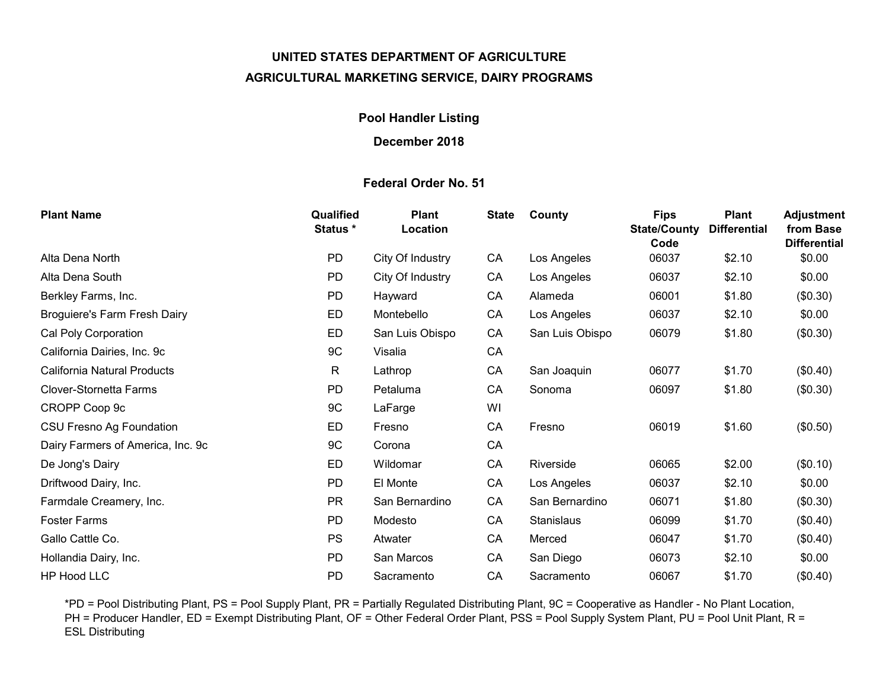**UNITED STATES DEPARTMENT OF AGRICULTURE**

**AGRICULTURAL MARKETING SERVICE, DAIRY PROGRAMS**

**Pool Handler Listing**

**December 2018**

**Federal Order No. 51**

| Plant Name | Qualified Status * | Plant Location | State | County | Fips State/County Code | Plant Differential | Adjustment from Base Differential |
|---|---|---|---|---|---|---|---|
| Alta Dena North | PD | City Of Industry | CA | Los Angeles | 06037 | $2.10 | $0.00 |
| Alta Dena South | PD | City Of Industry | CA | Los Angeles | 06037 | $2.10 | $0.00 |
| Berkley Farms, Inc. | PD | Hayward | CA | Alameda | 06001 | $1.80 | ($0.30) |
| Broguiere's Farm Fresh Dairy | ED | Montebello | CA | Los Angeles | 06037 | $2.10 | $0.00 |
| Cal Poly Corporation | ED | San Luis Obispo | CA | San Luis Obispo | 06079 | $1.80 | ($0.30) |
| California Dairies, Inc. 9c | 9C | Visalia | CA | | | | |
| California Natural Products | R | Lathrop | CA | San Joaquin | 06077 | $1.70 | ($0.40) |
| Clover-Stornetta Farms | PD | Petaluma | CA | Sonoma | 06097 | $1.80 | ($0.30) |
| CROPP Coop 9c | 9C | LaFarge | WI | | | | |
| CSU Fresno Ag Foundation | ED | Fresno | CA | Fresno | 06019 | $1.60 | ($0.50) |
| Dairy Farmers of America, Inc. 9c | 9C | Corona | CA | | | | |
| De Jong's Dairy | ED | Wildomar | CA | Riverside | 06065 | $2.00 | ($0.10) |
| Driftwood Dairy, Inc. | PD | El Monte | CA | Los Angeles | 06037 | $2.10 | $0.00 |
| Farmdale Creamery, Inc. | PR | San Bernardino | CA | San Bernardino | 06071 | $1.80 | ($0.30) |
| Foster Farms | PD | Modesto | CA | Stanislaus | 06099 | $1.70 | ($0.40) |
| Gallo Cattle Co. | PS | Atwater | CA | Merced | 06047 | $1.70 | ($0.40) |
| Hollandia Dairy, Inc. | PD | San Marcos | CA | San Diego | 06073 | $2.10 | $0.00 |
| HP Hood LLC | PD | Sacramento | CA | Sacramento | 06067 | $1.70 | ($0.40) |

*PD = Pool Distributing Plant, PS = Pool Supply Plant, PR = Partially Regulated Distributing Plant, 9C = Cooperative as Handler - No Plant Location, PH = Producer Handler, ED = Exempt Distributing Plant, OF = Other Federal Order Plant, PSS = Pool Supply System Plant, PU = Pool Unit Plant, R = ESL Distributing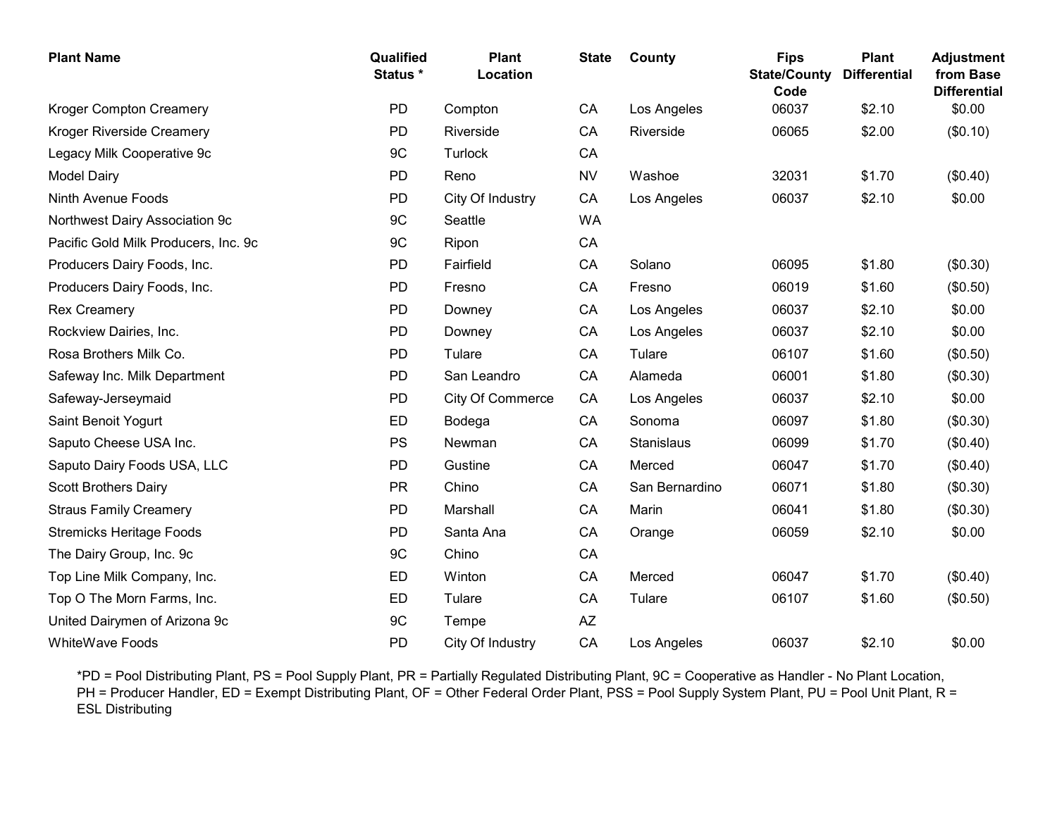| Plant Name | Qualified Status * | Plant Location | State | County | Fips State/County Code | Plant Differential | Adjustment from Base Differential |
|---|---|---|---|---|---|---|---|
| Kroger Compton Creamery | PD | Compton | CA | Los Angeles | 06037 | $2.10 | $0.00 |
| Kroger Riverside Creamery | PD | Riverside | CA | Riverside | 06065 | $2.00 | ($0.10) |
| Legacy Milk Cooperative 9c | 9C | Turlock | CA | | | | |
| Model Dairy | PD | Reno | NV | Washoe | 32031 | $1.70 | ($0.40) |
| Ninth Avenue Foods | PD | City Of Industry | CA | Los Angeles | 06037 | $2.10 | $0.00 |
| Northwest Dairy Association 9c | 9C | Seattle | WA | | | | |
| Pacific Gold Milk Producers, Inc. 9c | 9C | Ripon | CA | | | | |
| Producers Dairy Foods, Inc. | PD | Fairfield | CA | Solano | 06095 | $1.80 | ($0.30) |
| Producers Dairy Foods, Inc. | PD | Fresno | CA | Fresno | 06019 | $1.60 | ($0.50) |
| Rex Creamery | PD | Downey | CA | Los Angeles | 06037 | $2.10 | $0.00 |
| Rockview Dairies, Inc. | PD | Downey | CA | Los Angeles | 06037 | $2.10 | $0.00 |
| Rosa Brothers Milk Co. | PD | Tulare | CA | Tulare | 06107 | $1.60 | ($0.50) |
| Safeway Inc. Milk Department | PD | San Leandro | CA | Alameda | 06001 | $1.80 | ($0.30) |
| Safeway-Jerseymaid | PD | City Of Commerce | CA | Los Angeles | 06037 | $2.10 | $0.00 |
| Saint Benoit Yogurt | ED | Bodega | CA | Sonoma | 06097 | $1.80 | ($0.30) |
| Saputo Cheese USA Inc. | PS | Newman | CA | Stanislaus | 06099 | $1.70 | ($0.40) |
| Saputo Dairy Foods USA, LLC | PD | Gustine | CA | Merced | 06047 | $1.70 | ($0.40) |
| Scott Brothers Dairy | PR | Chino | CA | San Bernardino | 06071 | $1.80 | ($0.30) |
| Straus Family Creamery | PD | Marshall | CA | Marin | 06041 | $1.80 | ($0.30) |
| Stremicks Heritage Foods | PD | Santa Ana | CA | Orange | 06059 | $2.10 | $0.00 |
| The Dairy Group, Inc. 9c | 9C | Chino | CA | | | | |
| Top Line Milk Company, Inc. | ED | Winton | CA | Merced | 06047 | $1.70 | ($0.40) |
| Top O The Morn Farms, Inc. | ED | Tulare | CA | Tulare | 06107 | $1.60 | ($0.50) |
| United Dairymen of Arizona 9c | 9C | Tempe | AZ | | | | |
| WhiteWave Foods | PD | City Of Industry | CA | Los Angeles | 06037 | $2.10 | $0.00 |

*PD = Pool Distributing Plant, PS = Pool Supply Plant, PR = Partially Regulated Distributing Plant, 9C = Cooperative as Handler - No Plant Location, PH = Producer Handler, ED = Exempt Distributing Plant, OF = Other Federal Order Plant, PSS = Pool Supply System Plant, PU = Pool Unit Plant, R = ESL Distributing